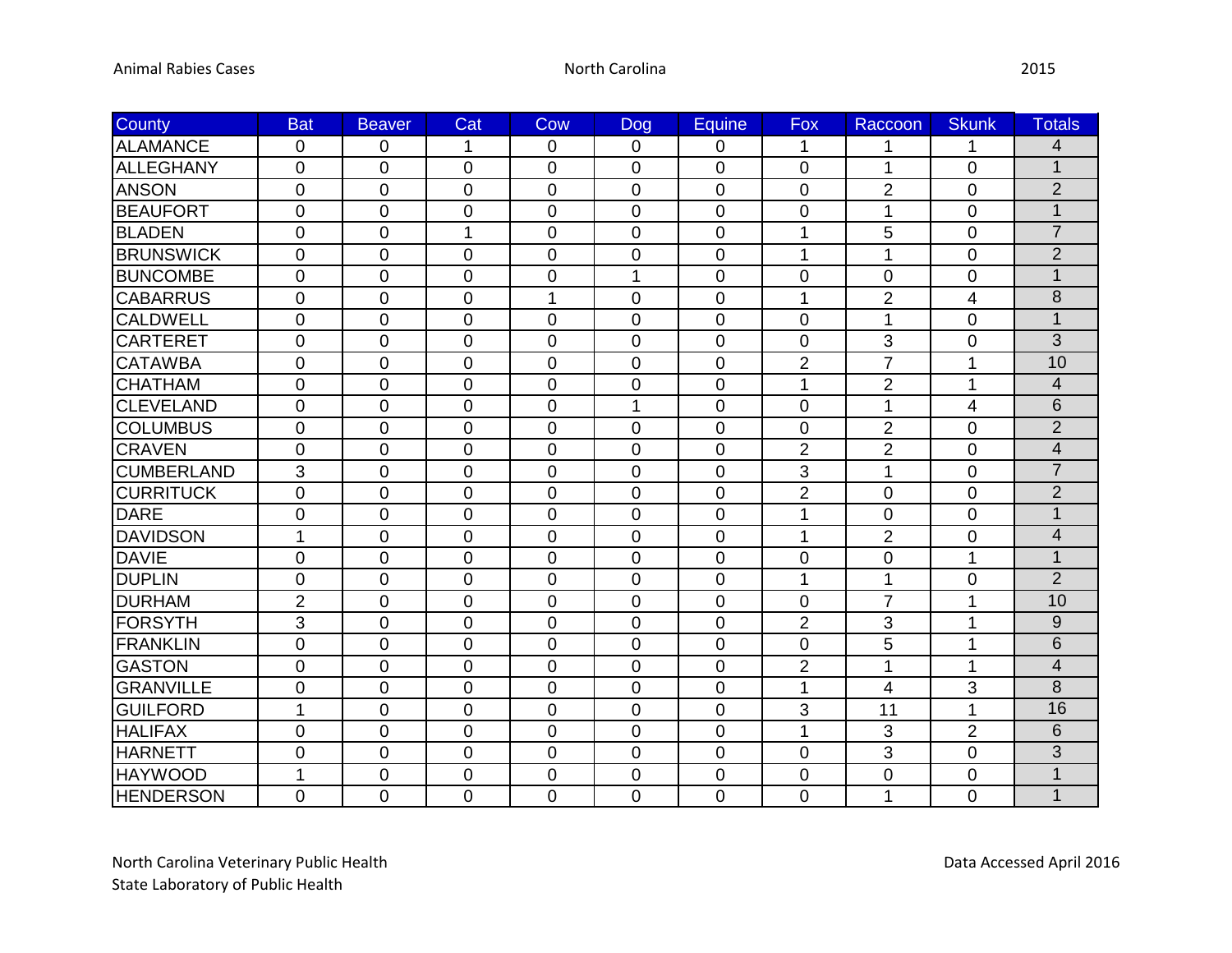Animal Rabies Cases North Carolina 2015

| County | Bat | Beaver | Cat | Cow | Dog | Equine | Fox | Raccoon | Skunk | Totals |
|---|---|---|---|---|---|---|---|---|---|---|
| ALAMANCE | 0 | 0 | 1 | 0 | 0 | 0 | 1 | 1 | 1 | 4 |
| ALLEGHANY | 0 | 0 | 0 | 0 | 0 | 0 | 0 | 1 | 0 | 1 |
| ANSON | 0 | 0 | 0 | 0 | 0 | 0 | 0 | 2 | 0 | 2 |
| BEAUFORT | 0 | 0 | 0 | 0 | 0 | 0 | 0 | 1 | 0 | 1 |
| BLADEN | 0 | 0 | 1 | 0 | 0 | 0 | 1 | 5 | 0 | 7 |
| BRUNSWICK | 0 | 0 | 0 | 0 | 0 | 0 | 1 | 1 | 0 | 2 |
| BUNCOMBE | 0 | 0 | 0 | 0 | 1 | 0 | 0 | 0 | 0 | 1 |
| CABARRUS | 0 | 0 | 0 | 1 | 0 | 0 | 1 | 2 | 4 | 8 |
| CALDWELL | 0 | 0 | 0 | 0 | 0 | 0 | 0 | 1 | 0 | 1 |
| CARTERET | 0 | 0 | 0 | 0 | 0 | 0 | 0 | 3 | 0 | 3 |
| CATAWBA | 0 | 0 | 0 | 0 | 0 | 0 | 2 | 7 | 1 | 10 |
| CHATHAM | 0 | 0 | 0 | 0 | 0 | 0 | 1 | 2 | 1 | 4 |
| CLEVELAND | 0 | 0 | 0 | 0 | 1 | 0 | 0 | 1 | 4 | 6 |
| COLUMBUS | 0 | 0 | 0 | 0 | 0 | 0 | 0 | 2 | 0 | 2 |
| CRAVEN | 0 | 0 | 0 | 0 | 0 | 0 | 2 | 2 | 0 | 4 |
| CUMBERLAND | 3 | 0 | 0 | 0 | 0 | 0 | 3 | 1 | 0 | 7 |
| CURRITUCK | 0 | 0 | 0 | 0 | 0 | 0 | 2 | 0 | 0 | 2 |
| DARE | 0 | 0 | 0 | 0 | 0 | 0 | 1 | 0 | 0 | 1 |
| DAVIDSON | 1 | 0 | 0 | 0 | 0 | 0 | 1 | 2 | 0 | 4 |
| DAVIE | 0 | 0 | 0 | 0 | 0 | 0 | 0 | 0 | 1 | 1 |
| DUPLIN | 0 | 0 | 0 | 0 | 0 | 0 | 1 | 1 | 0 | 2 |
| DURHAM | 2 | 0 | 0 | 0 | 0 | 0 | 0 | 7 | 1 | 10 |
| FORSYTH | 3 | 0 | 0 | 0 | 0 | 0 | 2 | 3 | 1 | 9 |
| FRANKLIN | 0 | 0 | 0 | 0 | 0 | 0 | 0 | 5 | 1 | 6 |
| GASTON | 0 | 0 | 0 | 0 | 0 | 0 | 2 | 1 | 1 | 4 |
| GRANVILLE | 0 | 0 | 0 | 0 | 0 | 0 | 1 | 4 | 3 | 8 |
| GUILFORD | 1 | 0 | 0 | 0 | 0 | 0 | 3 | 11 | 1 | 16 |
| HALIFAX | 0 | 0 | 0 | 0 | 0 | 0 | 1 | 3 | 2 | 6 |
| HARNETT | 0 | 0 | 0 | 0 | 0 | 0 | 0 | 3 | 0 | 3 |
| HAYWOOD | 1 | 0 | 0 | 0 | 0 | 0 | 0 | 0 | 0 | 1 |
| HENDERSON | 0 | 0 | 0 | 0 | 0 | 0 | 0 | 1 | 0 | 1 |

North Carolina Veterinary Public Health
State Laboratory of Public Health

Data Accessed April 2016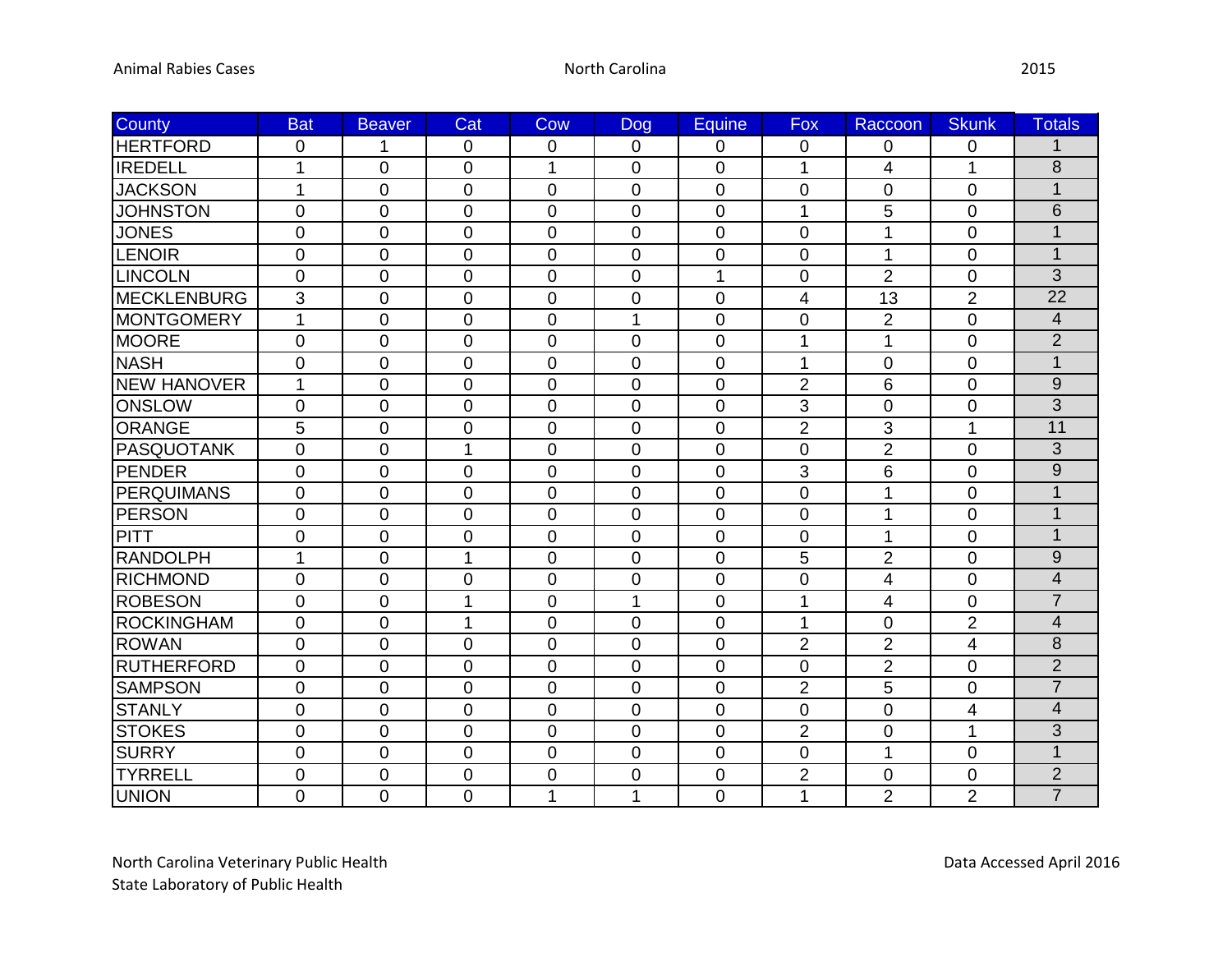| County | Bat | Beaver | Cat | Cow | Dog | Equine | Fox | Raccoon | Skunk | Totals |
|---|---|---|---|---|---|---|---|---|---|---|
| HERTFORD | 0 | 1 | 0 | 0 | 0 | 0 | 0 | 0 | 0 | 1 |
| IREDELL | 1 | 0 | 0 | 1 | 0 | 0 | 1 | 4 | 1 | 8 |
| JACKSON | 1 | 0 | 0 | 0 | 0 | 0 | 0 | 0 | 0 | 1 |
| JOHNSTON | 0 | 0 | 0 | 0 | 0 | 0 | 1 | 5 | 0 | 6 |
| JONES | 0 | 0 | 0 | 0 | 0 | 0 | 0 | 1 | 0 | 1 |
| LENOIR | 0 | 0 | 0 | 0 | 0 | 0 | 0 | 1 | 0 | 1 |
| LINCOLN | 0 | 0 | 0 | 0 | 0 | 1 | 0 | 2 | 0 | 3 |
| MECKLENBURG | 3 | 0 | 0 | 0 | 0 | 0 | 4 | 13 | 2 | 22 |
| MONTGOMERY | 1 | 0 | 0 | 0 | 1 | 0 | 0 | 2 | 0 | 4 |
| MOORE | 0 | 0 | 0 | 0 | 0 | 0 | 1 | 1 | 0 | 2 |
| NASH | 0 | 0 | 0 | 0 | 0 | 0 | 1 | 0 | 0 | 1 |
| NEW HANOVER | 1 | 0 | 0 | 0 | 0 | 0 | 2 | 6 | 0 | 9 |
| ONSLOW | 0 | 0 | 0 | 0 | 0 | 0 | 3 | 0 | 0 | 3 |
| ORANGE | 5 | 0 | 0 | 0 | 0 | 0 | 2 | 3 | 1 | 11 |
| PASQUOTANK | 0 | 0 | 1 | 0 | 0 | 0 | 0 | 2 | 0 | 3 |
| PENDER | 0 | 0 | 0 | 0 | 0 | 0 | 3 | 6 | 0 | 9 |
| PERQUIMANS | 0 | 0 | 0 | 0 | 0 | 0 | 0 | 1 | 0 | 1 |
| PERSON | 0 | 0 | 0 | 0 | 0 | 0 | 0 | 1 | 0 | 1 |
| PITT | 0 | 0 | 0 | 0 | 0 | 0 | 0 | 1 | 0 | 1 |
| RANDOLPH | 1 | 0 | 1 | 0 | 0 | 0 | 5 | 2 | 0 | 9 |
| RICHMOND | 0 | 0 | 0 | 0 | 0 | 0 | 0 | 4 | 0 | 4 |
| ROBESON | 0 | 0 | 1 | 0 | 1 | 0 | 1 | 4 | 0 | 7 |
| ROCKINGHAM | 0 | 0 | 1 | 0 | 0 | 0 | 1 | 0 | 2 | 4 |
| ROWAN | 0 | 0 | 0 | 0 | 0 | 0 | 2 | 2 | 4 | 8 |
| RUTHERFORD | 0 | 0 | 0 | 0 | 0 | 0 | 0 | 2 | 0 | 2 |
| SAMPSON | 0 | 0 | 0 | 0 | 0 | 0 | 2 | 5 | 0 | 7 |
| STANLY | 0 | 0 | 0 | 0 | 0 | 0 | 0 | 0 | 4 | 4 |
| STOKES | 0 | 0 | 0 | 0 | 0 | 0 | 2 | 0 | 1 | 3 |
| SURRY | 0 | 0 | 0 | 0 | 0 | 0 | 0 | 1 | 0 | 1 |
| TYRRELL | 0 | 0 | 0 | 0 | 0 | 0 | 2 | 0 | 0 | 2 |
| UNION | 0 | 0 | 0 | 1 | 1 | 0 | 1 | 2 | 2 | 7 |

North Carolina Veterinary Public Health
State Laboratory of Public Health

Data Accessed April 2016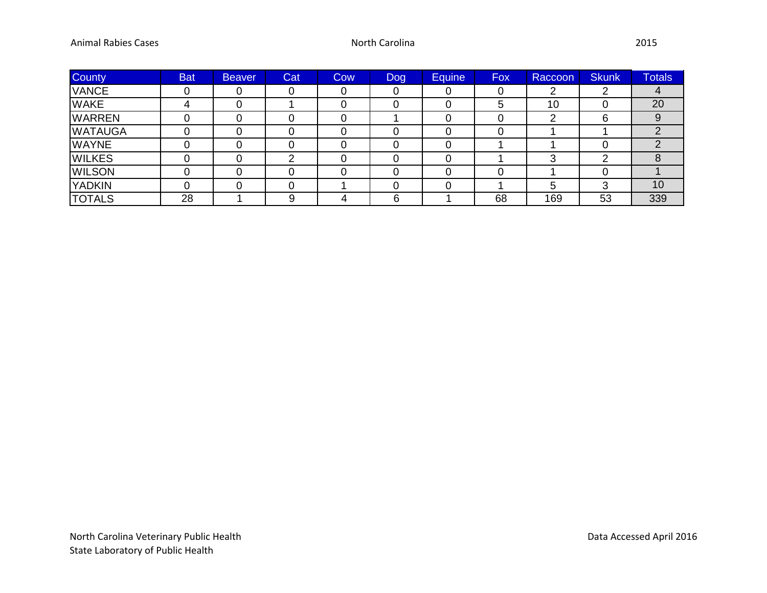| County | Bat | Beaver | Cat | Cow | Dog | Equine | Fox | Raccoon | Skunk | Totals |
| --- | --- | --- | --- | --- | --- | --- | --- | --- | --- | --- |
| VANCE | 0 | 0 | 0 | 0 | 0 | 0 | 0 | 2 | 2 | 4 |
| WAKE | 4 | 0 | 1 | 0 | 0 | 0 | 5 | 10 | 0 | 20 |
| WARREN | 0 | 0 | 0 | 0 | 1 | 0 | 0 | 2 | 6 | 9 |
| WATAUGA | 0 | 0 | 0 | 0 | 0 | 0 | 0 | 1 | 1 | 2 |
| WAYNE | 0 | 0 | 0 | 0 | 0 | 0 | 1 | 1 | 0 | 2 |
| WILKES | 0 | 0 | 2 | 0 | 0 | 0 | 1 | 3 | 2 | 8 |
| WILSON | 0 | 0 | 0 | 0 | 0 | 0 | 0 | 1 | 0 | 1 |
| YADKIN | 0 | 0 | 0 | 1 | 0 | 0 | 1 | 5 | 3 | 10 |
| TOTALS | 28 | 1 | 9 | 4 | 6 | 1 | 68 | 169 | 53 | 339 |